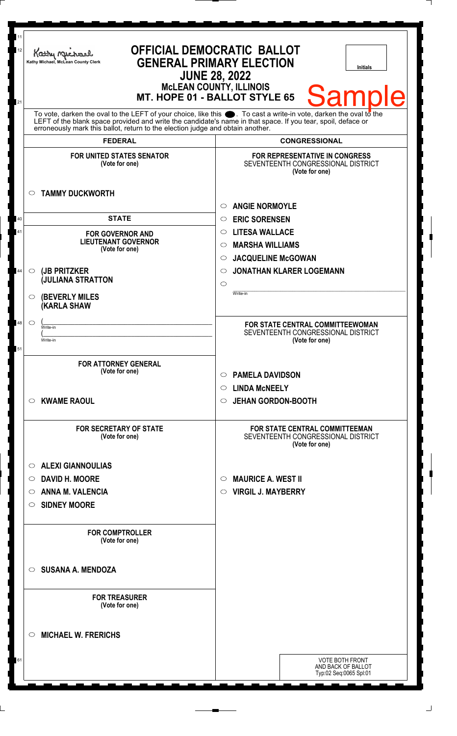Kathy Michael, McLean County Clerk

# OFFICIAL DEMOCRATIC BALLOT
## GENERAL PRIMARY ELECTION
## JUNE 28, 2022
### McLEAN COUNTY, ILLINOIS
### MT. HOPE 01 - BALLOT STYLE 65

Initials

**Sample**

To vote, darken the oval to the LEFT of your choice, like this ⬤. To cast a write-in vote, darken the oval to the LEFT of the blank space provided and write the candidate's name in that space. If you tear, spoil, deface or erroneously mark this ballot, return to the election judge and obtain another.

## FEDERAL

**FOR UNITED STATES SENATOR**
(Vote for one)

- ○ TAMMY DUCKWORTH

## STATE

**FOR GOVERNOR AND LIEUTENANT GOVERNOR**
(Vote for one)

- ○ (JB PRITZKER / (JULIANA STRATTON
- ○ (BEVERLY MILES / (KARLA SHAW
- ○ ( ____________ Write-in / ( ____________ Write-in

**FOR ATTORNEY GENERAL**
(Vote for one)

- ○ KWAME RAOUL

**FOR SECRETARY OF STATE**
(Vote for one)

- ○ ALEXI GIANNOULIAS
- ○ DAVID H. MOORE
- ○ ANNA M. VALENCIA
- ○ SIDNEY MOORE

**FOR COMPTROLLER**
(Vote for one)

- ○ SUSANA A. MENDOZA

**FOR TREASURER**
(Vote for one)

- ○ MICHAEL W. FRERICHS

## CONGRESSIONAL

**FOR REPRESENTATIVE IN CONGRESS**
SEVENTEENTH CONGRESSIONAL DISTRICT
(Vote for one)

- ○ ANGIE NORMOYLE
- ○ ERIC SORENSEN
- ○ LITESA WALLACE
- ○ MARSHA WILLIAMS
- ○ JACQUELINE McGOWAN
- ○ JONATHAN KLARER LOGEMANN
- ○ ____________ Write-in

**FOR STATE CENTRAL COMMITTEEWOMAN**
SEVENTEENTH CONGRESSIONAL DISTRICT
(Vote for one)

- ○ PAMELA DAVIDSON
- ○ LINDA McNEELY
- ○ JEHAN GORDON-BOOTH

**FOR STATE CENTRAL COMMITTEEMAN**
SEVENTEENTH CONGRESSIONAL DISTRICT
(Vote for one)

- ○ MAURICE A. WEST II
- ○ VIRGIL J. MAYBERRY

VOTE BOTH FRONT AND BACK OF BALLOT
Typ:02 Seq:0065 Spl:01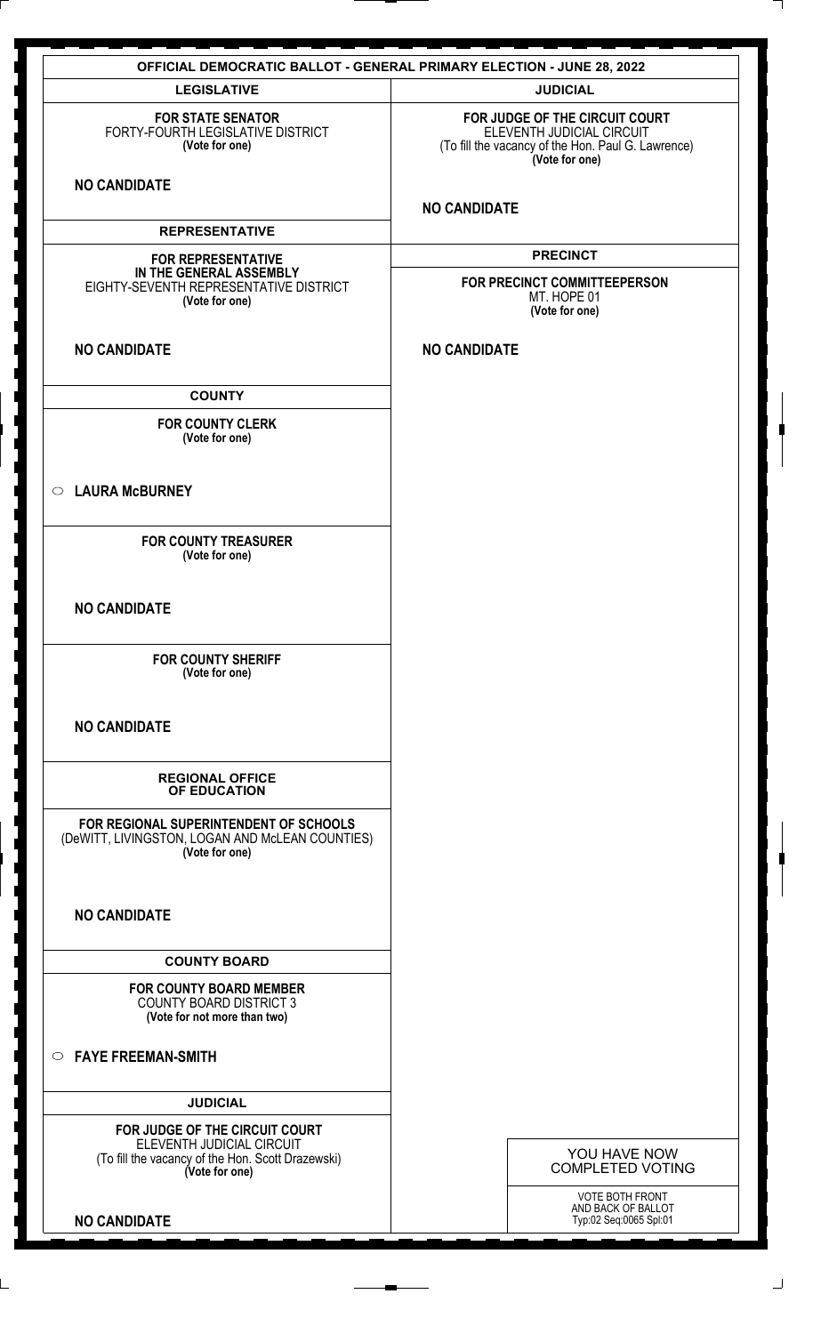# OFFICIAL DEMOCRATIC BALLOT - GENERAL PRIMARY ELECTION - JUNE 28, 2022

## LEGISLATIVE

**FOR STATE SENATOR**
FORTY-FOURTH LEGISLATIVE DISTRICT
**(Vote for one)**

**NO CANDIDATE**

## REPRESENTATIVE

**FOR REPRESENTATIVE IN THE GENERAL ASSEMBLY**
EIGHTY-SEVENTH REPRESENTATIVE DISTRICT
**(Vote for one)**

**NO CANDIDATE**

## COUNTY

**FOR COUNTY CLERK**
**(Vote for one)**

- ○ **LAURA McBURNEY**

**FOR COUNTY TREASURER**
**(Vote for one)**

**NO CANDIDATE**

**FOR COUNTY SHERIFF**
**(Vote for one)**

**NO CANDIDATE**

## REGIONAL OFFICE OF EDUCATION

**FOR REGIONAL SUPERINTENDENT OF SCHOOLS**
(DeWITT, LIVINGSTON, LOGAN AND McLEAN COUNTIES)
**(Vote for one)**

**NO CANDIDATE**

## COUNTY BOARD

**FOR COUNTY BOARD MEMBER**
COUNTY BOARD DISTRICT 3
**(Vote for not more than two)**

- ○ **FAYE FREEMAN-SMITH**

## JUDICIAL

**FOR JUDGE OF THE CIRCUIT COURT**
ELEVENTH JUDICIAL CIRCUIT
(To fill the vacancy of the Hon. Scott Drazewski)
**(Vote for one)**

**NO CANDIDATE**

## JUDICIAL

**FOR JUDGE OF THE CIRCUIT COURT**
ELEVENTH JUDICIAL CIRCUIT
(To fill the vacancy of the Hon. Paul G. Lawrence)
**(Vote for one)**

**NO CANDIDATE**

## PRECINCT

**FOR PRECINCT COMMITTEEPERSON**
MT. HOPE 01
**(Vote for one)**

**NO CANDIDATE**

YOU HAVE NOW COMPLETED VOTING

VOTE BOTH FRONT AND BACK OF BALLOT
Typ:02 Seq:0065 Spl:01